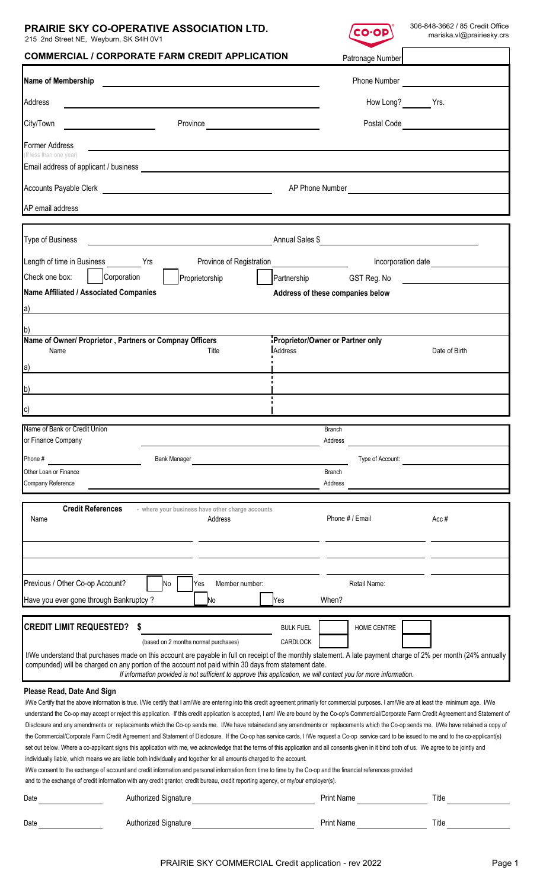# PRAIRIE SKY CO-OPERATIVE ASSOCIATION LTD.

215 2nd Street NE, Weyburn, SK S4H 0V1

CO-OP

306-848-3662 / 85 Credit Office
mariska.vl@prairiesky.crs

## COMMERCIAL / CORPORATE FARM CREDIT APPLICATION

Patronage Number

**Name of Membership** ______________________ Phone Number ______________

Address ______________________ How Long? ______ Yrs.

City/Town ____________ Province ____________ Postal Code ____________

Former Address ______________________
(If less than one year)

Email address of applicant / business ______________________

Accounts Payable Clerk ______________________ AP Phone Number ______________

AP email address ______________________

Type of Business ______________________ Annual Sales $ ______________

Length of time in Business ______ Yrs Province of Registration ____________ Incorporation date ____________

Check one box: ☐ Corporation ☐ Proprietorship ☐ Partnership GST Reg. No ____________

**Name Affiliated / Associated Companies** | **Address of these companies below**

a)

b)

| **Name of Owner/ Proprietor , Partners or Compnay Officers** | | **Proprietor/Owner or Partner only** | |
|---|---|---|---|
| Name | Title | Address | Date of Birth |
| a) | | | |
| b) | | | |
| c) | | | |

Name of Bank or Credit Union or Finance Company ______________________ Branch Address ______________

Phone # ____________ Bank Manager ______________ Type of Account: ______________

Other Loan or Finance Company Reference ______________________ Branch Address ______________

**Credit References** - where your business have other charge accounts

| Name | Address | Phone # / Email | Acc # |
|---|---|---|---|
| | | | |
| | | | |

Previous / Other Co-op Account? ☐ No ☐ Yes Member number: ______ Retail Name: ______

Have you ever gone through Bankruptcy ? ☐ No ☐ Yes When? ______

**CREDIT LIMIT REQUESTED? $** ____________ BULK FUEL ☐ HOME CENTRE ☐
(based on 2 months normal purchases) CARDLOCK ☐ ☐

I/We understand that purchases made on this account are payable in full on receipt of the monthly statement. A late payment charge of 2% per month (24% annually compunded) will be charged on any portion of the account not paid within 30 days from statement date.

*If information provided is not sufficient to approve this application, we will contact you for more information.*

**Please Read, Date And Sign**

I/We Certify that the above information is true. I/We certify that I am/We are entering into this credit agreement primarily for commercial purposes. I am/We are at least the minimum age. I/We understand the Co-op may accept or reject this application. If this credit application is accepted, I am/ We are bound by the Co-op's Commercial/Corporate Farm Credit Agreement and Statement of Disclosure and any amendments or replacements which the Co-op sends me. I/We have retainedand any amendments or replacements which the Co-op sends me. I/We have retained a copy of the Commercial/Corporate Farm Credit Agreement and Statement of Disclosure. If the Co-op has service cards, I /We request a Co-op service card to be issued to me and to the co-applicant(s) set out below. Where a co-applicant signs this application with me, we acknowledge that the terms of this application and all consents given in it bind both of us. We agree to be jointly and individually liable, which means we are liable both individually and together for all amounts charged to the account.

I/We consent to the exchange of account and credit information and personal information from time to time by the Co-op and the financial references provided and to the exchange of credit information with any credit grantor, credit bureau, credit reporting agency, or my/our employer(s).

Date ____________ Authorized Signature ______________________ Print Name ______________ Title ____________

Date ____________ Authorized Signature ______________________ Print Name ______________ Title ____________

PRAIRIE SKY COMMERCIAL Credit application - rev 2022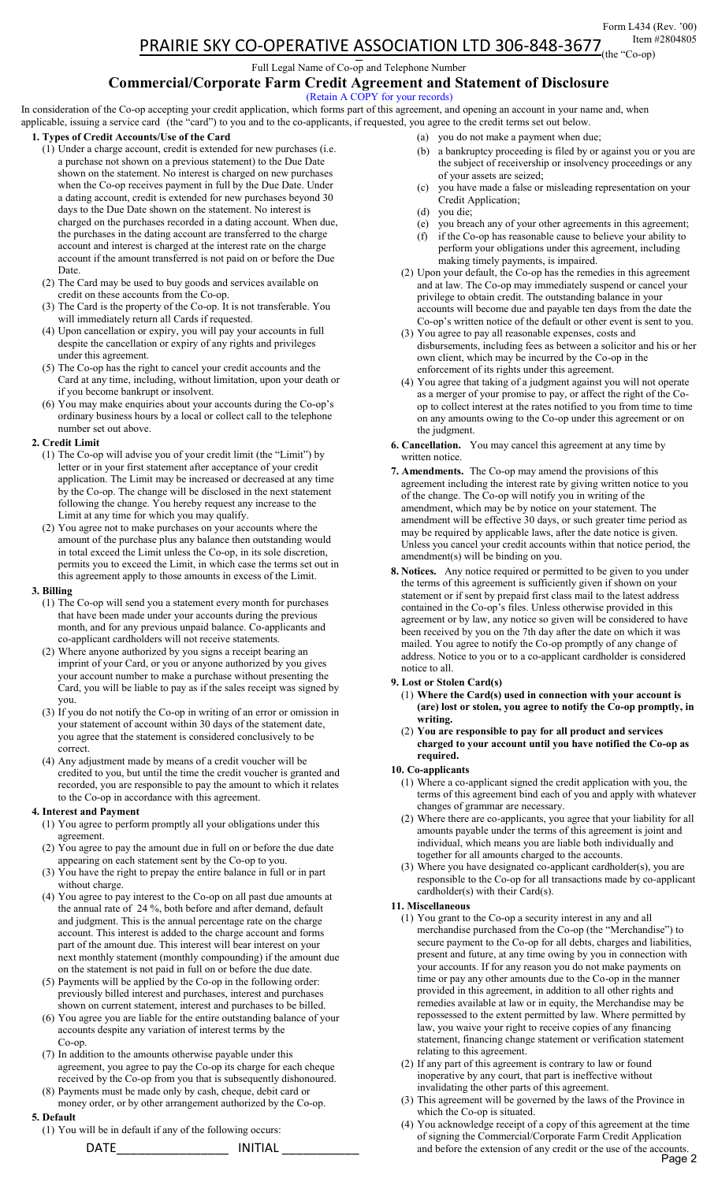Form L434 (Rev. '00)
Item #2804805

PRAIRIE SKY CO-OPERATIVE ASSOCIATION LTD 306-848-3677 (the "Co-op")

Full Legal Name of Co-op and Telephone Number

# Commercial/Corporate Farm Credit Agreement and Statement of Disclosure

(Retain A COPY for your records)

In consideration of the Co-op accepting your credit application, which forms part of this agreement, and opening an account in your name and, when applicable, issuing a service card (the "card") to you and to the co-applicants, if requested, you agree to the credit terms set out below.

**1. Types of Credit Accounts/Use of the Card**

(1) Under a charge account, credit is extended for new purchases (i.e. a purchase not shown on a previous statement) to the Due Date shown on the statement. No interest is charged on new purchases when the Co-op receives payment in full by the Due Date. Under a dating account, credit is extended for new purchases beyond 30 days to the Due Date shown on the statement. No interest is charged on the purchases recorded in a dating account. When due, the purchases in the dating account are transferred to the charge account and interest is charged at the interest rate on the charge account if the amount transferred is not paid on or before the Due Date.

(2) The Card may be used to buy goods and services available on credit on these accounts from the Co-op.

(3) The Card is the property of the Co-op. It is not transferable. You will immediately return all Cards if requested.

(4) Upon cancellation or expiry, you will pay your accounts in full despite the cancellation or expiry of any rights and privileges under this agreement.

(5) The Co-op has the right to cancel your credit accounts and the Card at any time, including, without limitation, upon your death or if you become bankrupt or insolvent.

(6) You may make enquiries about your accounts during the Co-op's ordinary business hours by a local or collect call to the telephone number set out above.

**2. Credit Limit**

(1) The Co-op will advise you of your credit limit (the "Limit") by letter or in your first statement after acceptance of your credit application. The Limit may be increased or decreased at any time by the Co-op. The change will be disclosed in the next statement following the change. You hereby request any increase to the Limit at any time for which you may qualify.

(2) You agree not to make purchases on your accounts where the amount of the purchase plus any balance then outstanding would in total exceed the Limit unless the Co-op, in its sole discretion, permits you to exceed the Limit, in which case the terms set out in this agreement apply to those amounts in excess of the Limit.

**3. Billing**

(1) The Co-op will send you a statement every month for purchases that have been made under your accounts during the previous month, and for any previous unpaid balance. Co-applicants and co-applicant cardholders will not receive statements.

(2) Where anyone authorized by you signs a receipt bearing an imprint of your Card, or you or anyone authorized by you gives your account number to make a purchase without presenting the Card, you will be liable to pay as if the sales receipt was signed by you.

(3) If you do not notify the Co-op in writing of an error or omission in your statement of account within 30 days of the statement date, you agree that the statement is considered conclusively to be correct.

(4) Any adjustment made by means of a credit voucher will be credited to you, but until the time the credit voucher is granted and recorded, you are responsible to pay the amount to which it relates to the Co-op in accordance with this agreement.

**4. Interest and Payment**

(1) You agree to perform promptly all your obligations under this agreement.

(2) You agree to pay the amount due in full on or before the due date appearing on each statement sent by the Co-op to you.

(3) You have the right to prepay the entire balance in full or in part without charge.

(4) You agree to pay interest to the Co-op on all past due amounts at the annual rate of 24 %, both before and after demand, default and judgment. This is the annual percentage rate on the charge account. This interest is added to the charge account and forms part of the amount due. This interest will bear interest on your next monthly statement (monthly compounding) if the amount due on the statement is not paid in full on or before the due date.

(5) Payments will be applied by the Co-op in the following order: previously billed interest and purchases, interest and purchases shown on current statement, interest and purchases to be billed.

(6) You agree you are liable for the entire outstanding balance of your accounts despite any variation of interest terms by the Co-op.

(7) In addition to the amounts otherwise payable under this agreement, you agree to pay the Co-op its charge for each cheque received by the Co-op from you that is subsequently dishonoured.

(8) Payments must be made only by cash, cheque, debit card or money order, or by other arrangement authorized by the Co-op.

**5. Default**

(1) You will be in default if any of the following occurs:

(a) you do not make a payment when due;

(b) a bankruptcy proceeding is filed by or against you or you are the subject of receivership or insolvency proceedings or any of your assets are seized;

(c) you have made a false or misleading representation on your Credit Application;

(d) you die;

(e) you breach any of your other agreements in this agreement;

(f) if the Co-op has reasonable cause to believe your ability to perform your obligations under this agreement, including making timely payments, is impaired.

(2) Upon your default, the Co-op has the remedies in this agreement and at law. The Co-op may immediately suspend or cancel your privilege to obtain credit. The outstanding balance in your accounts will become due and payable ten days from the date the Co-op's written notice of the default or other event is sent to you.

(3) You agree to pay all reasonable expenses, costs and disbursements, including fees as between a solicitor and his or her own client, which may be incurred by the Co-op in the enforcement of its rights under this agreement.

(4) You agree that taking of a judgment against you will not operate as a merger of your promise to pay, or affect the right of the Co-op to collect interest at the rates notified to you from time to time on any amounts owing to the Co-op under this agreement or on the judgment.

**6. Cancellation.** You may cancel this agreement at any time by written notice.

**7. Amendments.** The Co-op may amend the provisions of this agreement including the interest rate by giving written notice to you of the change. The Co-op will notify you in writing of the amendment, which may be by notice on your statement. The amendment will be effective 30 days, or such greater time period as may be required by applicable laws, after the date notice is given. Unless you cancel your credit accounts within that notice period, the amendment(s) will be binding on you.

**8. Notices.** Any notice required or permitted to be given to you under the terms of this agreement is sufficiently given if shown on your statement or if sent by prepaid first class mail to the latest address contained in the Co-op's files. Unless otherwise provided in this agreement or by law, any notice so given will be considered to have been received by you on the 7th day after the date on which it was mailed. You agree to notify the Co-op promptly of any change of address. Notice to you or to a co-applicant cardholder is considered notice to all.

**9. Lost or Stolen Card(s)**

(1) **Where the Card(s) used in connection with your account is (are) lost or stolen, you agree to notify the Co-op promptly, in writing.**

(2) **You are responsible to pay for all product and services charged to your account until you have notified the Co-op as required.**

**10. Co-applicants**

(1) Where a co-applicant signed the credit application with you, the terms of this agreement bind each of you and apply with whatever changes of grammar are necessary.

(2) Where there are co-applicants, you agree that your liability for all amounts payable under the terms of this agreement is joint and individual, which means you are liable both individually and together for all amounts charged to the accounts.

(3) Where you have designated co-applicant cardholder(s), you are responsible to the Co-op for all transactions made by co-applicant cardholder(s) with their Card(s).

**11. Miscellaneous**

(1) You grant to the Co-op a security interest in any and all merchandise purchased from the Co-op (the "Merchandise") to secure payment to the Co-op for all debts, charges and liabilities, present and future, at any time owing by you in connection with your accounts. If for any reason you do not make payments on time or pay any other amounts due to the Co-op in the manner provided in this agreement, in addition to all other rights and remedies available at law or in equity, the Merchandise may be repossessed to the extent permitted by law. Where permitted by law, you waive your right to receive copies of any financing statement, financing change statement or verification statement relating to this agreement.

(2) If any part of this agreement is contrary to law or found inoperative by any court, that part is ineffective without invalidating the other parts of this agreement.

(3) This agreement will be governed by the laws of the Province in which the Co-op is situated.

(4) You acknowledge receipt of a copy of this agreement at the time of signing the Commercial/Corporate Farm Credit Application and before the extension of any credit or the use of the accounts.

DATE________________ INITIAL ___________